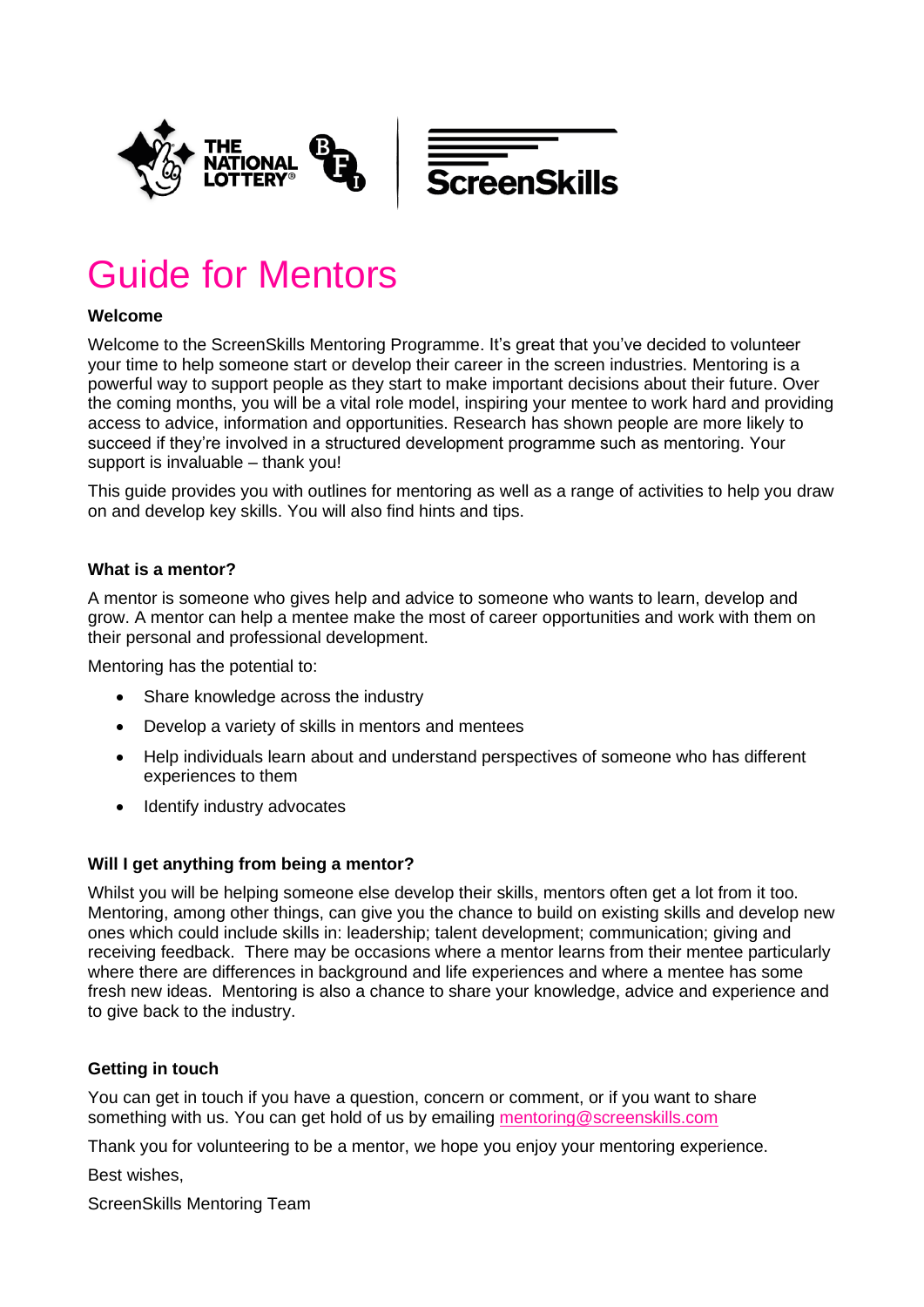# Guide for Mentors

**Welcome**

Welcome to the ScreenSkills Mentoring Programme. It's great that you've decided to volunteer your time to help someone start or develop their career in the screen industries. Mentoring is a powerful way to support people as they start to make important decisions about their future. Over the coming months, you will be a vital role model, inspiring your mentee to work hard and providing access to advice, information and opportunities. Research has shown people are more likely to succeed if they're involved in a structured development programme such as mentoring. Your support is invaluable – thank you!

This guide provides you with outlines for mentoring as well as a range of activities to help you draw on and develop key skills. You will also find hints and tips.

**What is a mentor?**

A mentor is someone who gives help and advice to someone who wants to learn, develop and grow. A mentor can help a mentee make the most of career opportunities and work with them on their personal and professional development.

Mentoring has the potential to:

- Share knowledge across the industry
- Develop a variety of skills in mentors and mentees
- Help individuals learn about and understand perspectives of someone who has different experiences to them
- Identify industry advocates

**Will I get anything from being a mentor?**

Whilst you will be helping someone else develop their skills, mentors often get a lot from it too. Mentoring, among other things, can give you the chance to build on existing skills and develop new ones which could include skills in: leadership; talent development; communication; giving and receiving feedback. There may be occasions where a mentor learns from their mentee particularly where there are differences in background and life experiences and where a mentee has some fresh new ideas. Mentoring is also a chance to share your knowledge, advice and experience and to give back to the industry.

**Getting in touch**

You can get in touch if you have a question, concern or comment, or if you want to share something with us. You can get hold of us by emailing mentoring@screenskills.com

Thank you for volunteering to be a mentor, we hope you enjoy your mentoring experience.

Best wishes,

ScreenSkills Mentoring Team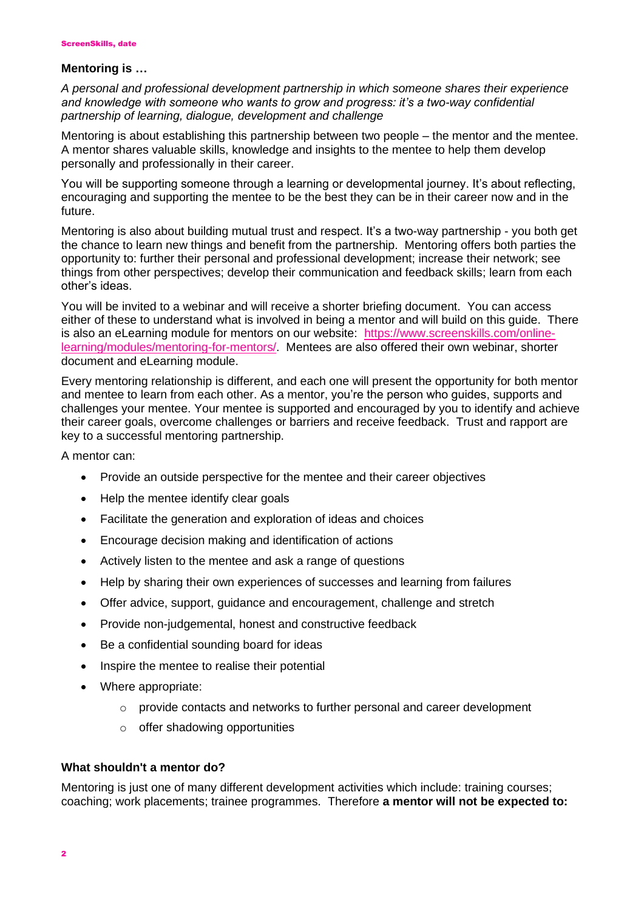**Mentoring is …**

*A personal and professional development partnership in which someone shares their experience and knowledge with someone who wants to grow and progress: it's a two-way confidential partnership of learning, dialogue, development and challenge*

Mentoring is about establishing this partnership between two people – the mentor and the mentee. A mentor shares valuable skills, knowledge and insights to the mentee to help them develop personally and professionally in their career.

You will be supporting someone through a learning or developmental journey. It's about reflecting, encouraging and supporting the mentee to be the best they can be in their career now and in the future.

Mentoring is also about building mutual trust and respect. It's a two-way partnership - you both get the chance to learn new things and benefit from the partnership. Mentoring offers both parties the opportunity to: further their personal and professional development; increase their network; see things from other perspectives; develop their communication and feedback skills; learn from each other's ideas.

You will be invited to a webinar and will receive a shorter briefing document. You can access either of these to understand what is involved in being a mentor and will build on this guide. There is also an eLearning module for mentors on our website: [https://www.screenskills.com/online-learning/modules/mentoring-for-mentors/](https://www.screenskills.com/online-learning/modules/mentoring-for-mentors/). Mentees are also offered their own webinar, shorter document and eLearning module.

Every mentoring relationship is different, and each one will present the opportunity for both mentor and mentee to learn from each other. As a mentor, you're the person who guides, supports and challenges your mentee. Your mentee is supported and encouraged by you to identify and achieve their career goals, overcome challenges or barriers and receive feedback. Trust and rapport are key to a successful mentoring partnership.

A mentor can:

- Provide an outside perspective for the mentee and their career objectives
- Help the mentee identify clear goals
- Facilitate the generation and exploration of ideas and choices
- Encourage decision making and identification of actions
- Actively listen to the mentee and ask a range of questions
- Help by sharing their own experiences of successes and learning from failures
- Offer advice, support, guidance and encouragement, challenge and stretch
- Provide non-judgemental, honest and constructive feedback
- Be a confidential sounding board for ideas
- Inspire the mentee to realise their potential
- Where appropriate:
  - provide contacts and networks to further personal and career development
  - offer shadowing opportunities

**What shouldn't a mentor do?**

Mentoring is just one of many different development activities which include: training courses; coaching; work placements; trainee programmes. Therefore **a mentor will not be expected to:**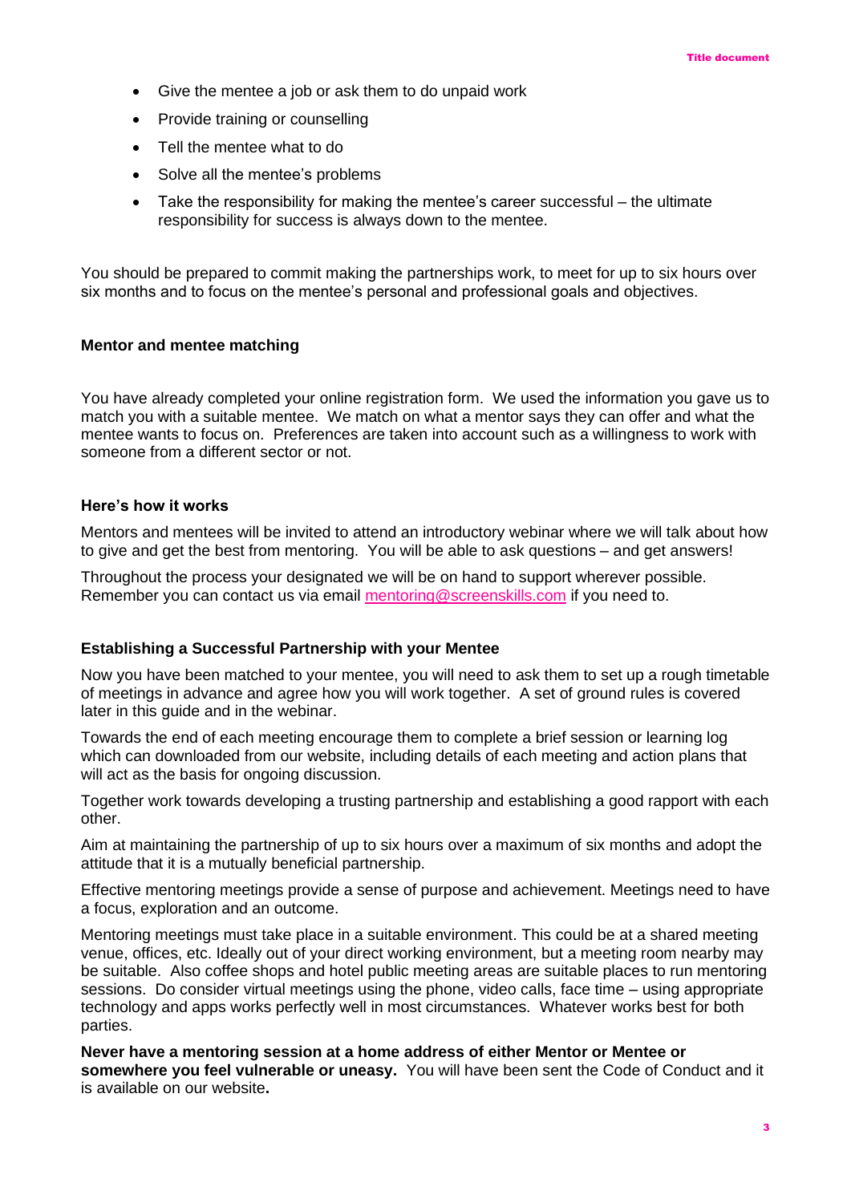- Give the mentee a job or ask them to do unpaid work
- Provide training or counselling
- Tell the mentee what to do
- Solve all the mentee's problems
- Take the responsibility for making the mentee's career successful – the ultimate responsibility for success is always down to the mentee.

You should be prepared to commit making the partnerships work, to meet for up to six hours over six months and to focus on the mentee's personal and professional goals and objectives.

**Mentor and mentee matching**

You have already completed your online registration form. We used the information you gave us to match you with a suitable mentee. We match on what a mentor says they can offer and what the mentee wants to focus on. Preferences are taken into account such as a willingness to work with someone from a different sector or not.

**Here's how it works**

Mentors and mentees will be invited to attend an introductory webinar where we will talk about how to give and get the best from mentoring. You will be able to ask questions – and get answers!

Throughout the process your designated we will be on hand to support wherever possible. Remember you can contact us via email mentoring@screenskills.com if you need to.

**Establishing a Successful Partnership with your Mentee**

Now you have been matched to your mentee, you will need to ask them to set up a rough timetable of meetings in advance and agree how you will work together. A set of ground rules is covered later in this guide and in the webinar.

Towards the end of each meeting encourage them to complete a brief session or learning log which can downloaded from our website, including details of each meeting and action plans that will act as the basis for ongoing discussion.

Together work towards developing a trusting partnership and establishing a good rapport with each other.

Aim at maintaining the partnership of up to six hours over a maximum of six months and adopt the attitude that it is a mutually beneficial partnership.

Effective mentoring meetings provide a sense of purpose and achievement. Meetings need to have a focus, exploration and an outcome.

Mentoring meetings must take place in a suitable environment. This could be at a shared meeting venue, offices, etc. Ideally out of your direct working environment, but a meeting room nearby may be suitable. Also coffee shops and hotel public meeting areas are suitable places to run mentoring sessions. Do consider virtual meetings using the phone, video calls, face time – using appropriate technology and apps works perfectly well in most circumstances. Whatever works best for both parties.

**Never have a mentoring session at a home address of either Mentor or Mentee or somewhere you feel vulnerable or uneasy.** You will have been sent the Code of Conduct and it is available on our website**.**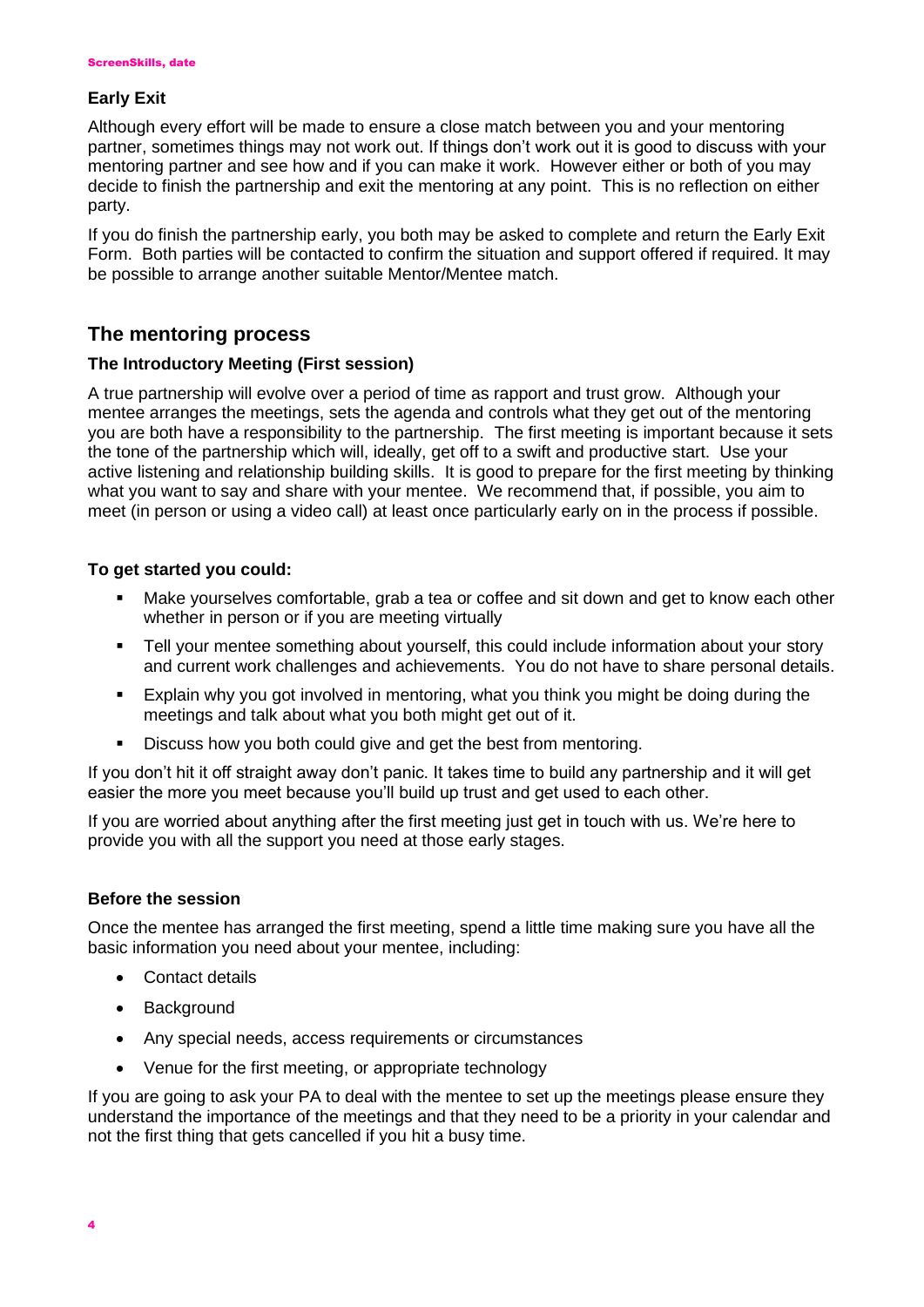### Early Exit

Although every effort will be made to ensure a close match between you and your mentoring partner, sometimes things may not work out. If things don't work out it is good to discuss with your mentoring partner and see how and if you can make it work. However either or both of you may decide to finish the partnership and exit the mentoring at any point. This is no reflection on either party.

If you do finish the partnership early, you both may be asked to complete and return the Early Exit Form. Both parties will be contacted to confirm the situation and support offered if required. It may be possible to arrange another suitable Mentor/Mentee match.

## The mentoring process

### The Introductory Meeting (First session)

A true partnership will evolve over a period of time as rapport and trust grow. Although your mentee arranges the meetings, sets the agenda and controls what they get out of the mentoring you are both have a responsibility to the partnership. The first meeting is important because it sets the tone of the partnership which will, ideally, get off to a swift and productive start. Use your active listening and relationship building skills. It is good to prepare for the first meeting by thinking what you want to say and share with your mentee. We recommend that, if possible, you aim to meet (in person or using a video call) at least once particularly early on in the process if possible.

### To get started you could:

- Make yourselves comfortable, grab a tea or coffee and sit down and get to know each other whether in person or if you are meeting virtually
- Tell your mentee something about yourself, this could include information about your story and current work challenges and achievements. You do not have to share personal details.
- Explain why you got involved in mentoring, what you think you might be doing during the meetings and talk about what you both might get out of it.
- Discuss how you both could give and get the best from mentoring.

If you don't hit it off straight away don't panic. It takes time to build any partnership and it will get easier the more you meet because you'll build up trust and get used to each other.

If you are worried about anything after the first meeting just get in touch with us. We're here to provide you with all the support you need at those early stages.

### Before the session

Once the mentee has arranged the first meeting, spend a little time making sure you have all the basic information you need about your mentee, including:

- Contact details
- Background
- Any special needs, access requirements or circumstances
- Venue for the first meeting, or appropriate technology

If you are going to ask your PA to deal with the mentee to set up the meetings please ensure they understand the importance of the meetings and that they need to be a priority in your calendar and not the first thing that gets cancelled if you hit a busy time.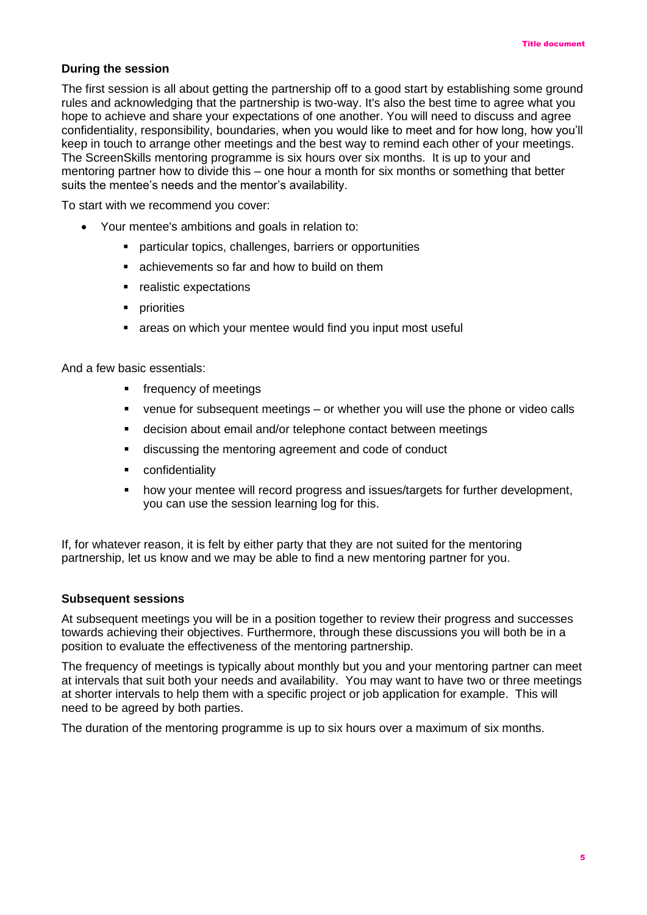### During the session

The first session is all about getting the partnership off to a good start by establishing some ground rules and acknowledging that the partnership is two-way. It's also the best time to agree what you hope to achieve and share your expectations of one another. You will need to discuss and agree confidentiality, responsibility, boundaries, when you would like to meet and for how long, how you'll keep in touch to arrange other meetings and the best way to remind each other of your meetings. The ScreenSkills mentoring programme is six hours over six months. It is up to your and mentoring partner how to divide this – one hour a month for six months or something that better suits the mentee's needs and the mentor's availability.

To start with we recommend you cover:

- Your mentee's ambitions and goals in relation to:
    - particular topics, challenges, barriers or opportunities
    - achievements so far and how to build on them
    - realistic expectations
    - priorities
    - areas on which your mentee would find you input most useful

And a few basic essentials:

- frequency of meetings
- venue for subsequent meetings – or whether you will use the phone or video calls
- decision about email and/or telephone contact between meetings
- discussing the mentoring agreement and code of conduct
- confidentiality
- how your mentee will record progress and issues/targets for further development, you can use the session learning log for this.

If, for whatever reason, it is felt by either party that they are not suited for the mentoring partnership, let us know and we may be able to find a new mentoring partner for you.

### Subsequent sessions

At subsequent meetings you will be in a position together to review their progress and successes towards achieving their objectives. Furthermore, through these discussions you will both be in a position to evaluate the effectiveness of the mentoring partnership.

The frequency of meetings is typically about monthly but you and your mentoring partner can meet at intervals that suit both your needs and availability. You may want to have two or three meetings at shorter intervals to help them with a specific project or job application for example. This will need to be agreed by both parties.

The duration of the mentoring programme is up to six hours over a maximum of six months.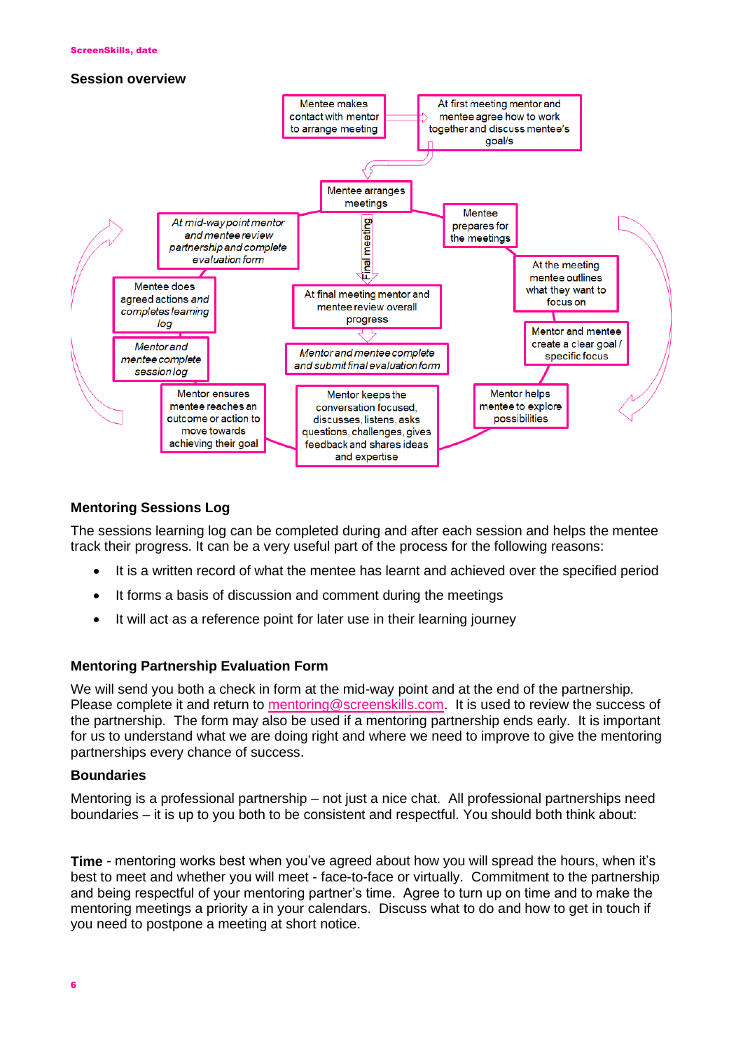## Session overview

Mentee makes contact with mentor to arrange meeting

At first meeting mentor and mentee agree how to work together and discuss mentee's goal/s

Mentee arranges meetings

Mentee prepares for the meetings

At the meeting mentee outlines what they want to focus on

Mentor and mentee create a clear goal / specific focus

Mentor helps mentee to explore possibilities

Mentor keeps the conversation focused, discusses, listens, asks questions, challenges, gives feedback and shares ideas and expertise

Mentor ensures mentee reaches an outcome or action to move towards achieving their goal

*Mentor and mentee complete session log*

*Mentee does agreed actions and completes learning log*

*At mid-way point mentor and mentee review partnership and complete evaluation form*

Final meeting

At final meeting mentor and mentee review overall progress

*Mentor and mentee complete and submit final evaluation form*

## Mentoring Sessions Log

The sessions learning log can be completed during and after each session and helps the mentee track their progress. It can be a very useful part of the process for the following reasons:

- It is a written record of what the mentee has learnt and achieved over the specified period
- It forms a basis of discussion and comment during the meetings
- It will act as a reference point for later use in their learning journey

## Mentoring Partnership Evaluation Form

We will send you both a check in form at the mid-way point and at the end of the partnership. Please complete it and return to mentoring@screenskills.com. It is used to review the success of the partnership. The form may also be used if a mentoring partnership ends early. It is important for us to understand what we are doing right and where we need to improve to give the mentoring partnerships every chance of success.

## Boundaries

Mentoring is a professional partnership – not just a nice chat. All professional partnerships need boundaries – it is up to you both to be consistent and respectful. You should both think about:

**Time** - mentoring works best when you've agreed about how you will spread the hours, when it's best to meet and whether you will meet - face-to-face or virtually. Commitment to the partnership and being respectful of your mentoring partner's time. Agree to turn up on time and to make the mentoring meetings a priority a in your calendars. Discuss what to do and how to get in touch if you need to postpone a meeting at short notice.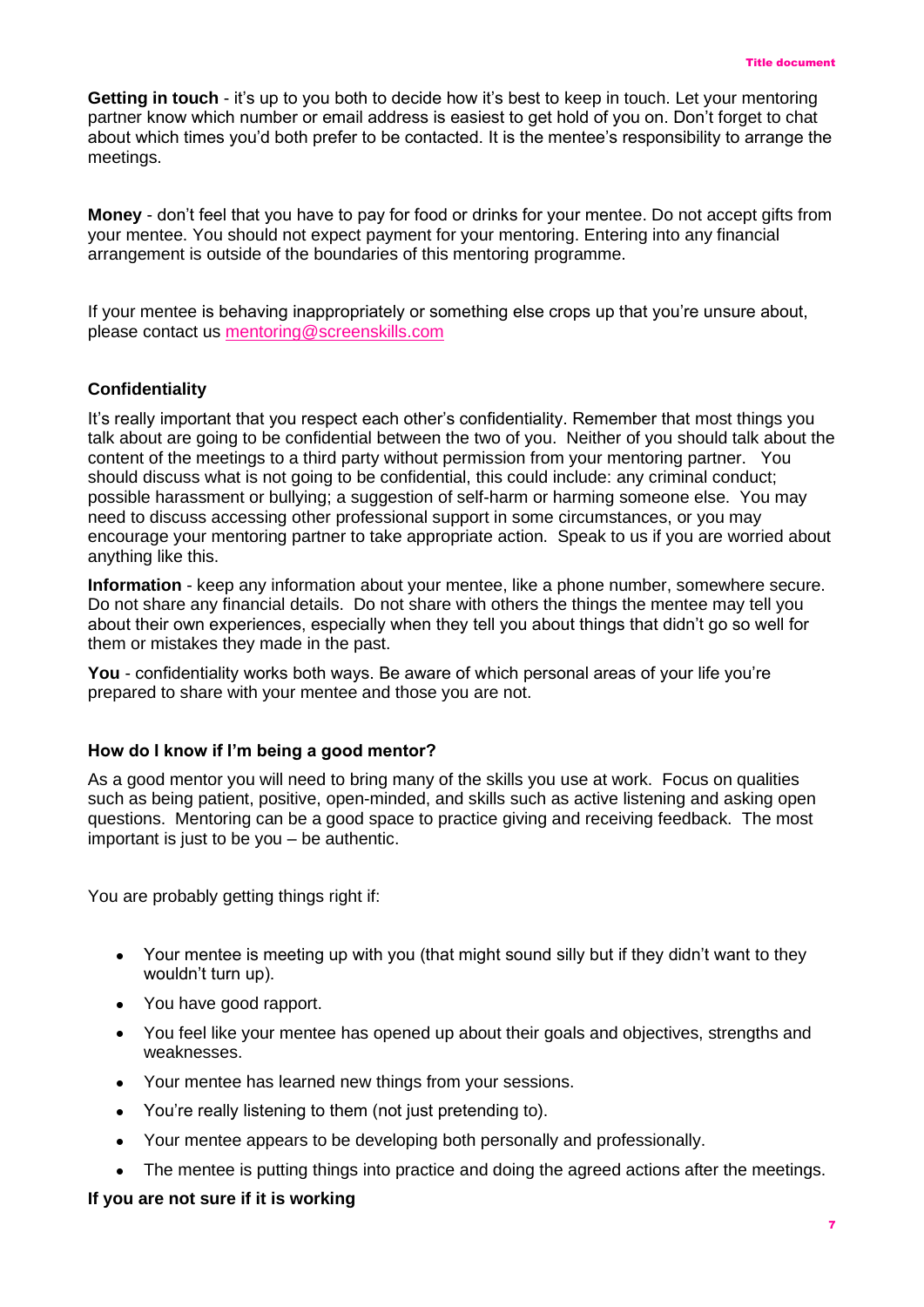**Getting in touch** - it's up to you both to decide how it's best to keep in touch. Let your mentoring partner know which number or email address is easiest to get hold of you on. Don't forget to chat about which times you'd both prefer to be contacted. It is the mentee's responsibility to arrange the meetings.

**Money** - don't feel that you have to pay for food or drinks for your mentee. Do not accept gifts from your mentee. You should not expect payment for your mentoring. Entering into any financial arrangement is outside of the boundaries of this mentoring programme.

If your mentee is behaving inappropriately or something else crops up that you're unsure about, please contact us [mentoring@screenskills.com](mailto:mentoring@screenskills.com)

### Confidentiality

It's really important that you respect each other's confidentiality. Remember that most things you talk about are going to be confidential between the two of you. Neither of you should talk about the content of the meetings to a third party without permission from your mentoring partner. You should discuss what is not going to be confidential, this could include: any criminal conduct; possible harassment or bullying; a suggestion of self-harm or harming someone else. You may need to discuss accessing other professional support in some circumstances, or you may encourage your mentoring partner to take appropriate action. Speak to us if you are worried about anything like this.

**Information** - keep any information about your mentee, like a phone number, somewhere secure. Do not share any financial details. Do not share with others the things the mentee may tell you about their own experiences, especially when they tell you about things that didn't go so well for them or mistakes they made in the past.

**You** - confidentiality works both ways. Be aware of which personal areas of your life you're prepared to share with your mentee and those you are not.

### How do I know if I'm being a good mentor?

As a good mentor you will need to bring many of the skills you use at work. Focus on qualities such as being patient, positive, open-minded, and skills such as active listening and asking open questions. Mentoring can be a good space to practice giving and receiving feedback. The most important is just to be you – be authentic.

You are probably getting things right if:

- Your mentee is meeting up with you (that might sound silly but if they didn't want to they wouldn't turn up).
- You have good rapport.
- You feel like your mentee has opened up about their goals and objectives, strengths and weaknesses.
- Your mentee has learned new things from your sessions.
- You're really listening to them (not just pretending to).
- Your mentee appears to be developing both personally and professionally.
- The mentee is putting things into practice and doing the agreed actions after the meetings.

### If you are not sure if it is working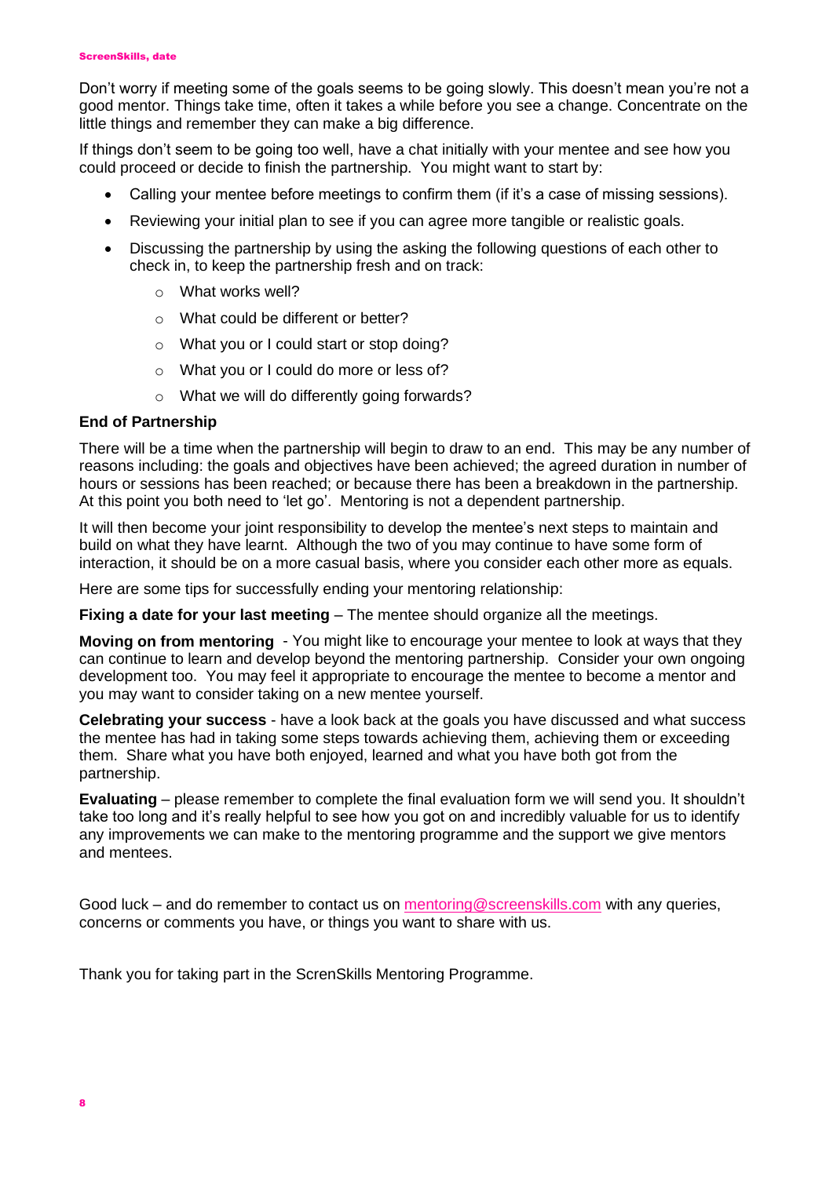Don't worry if meeting some of the goals seems to be going slowly. This doesn't mean you're not a good mentor. Things take time, often it takes a while before you see a change. Concentrate on the little things and remember they can make a big difference.

If things don't seem to be going too well, have a chat initially with your mentee and see how you could proceed or decide to finish the partnership. You might want to start by:

- Calling your mentee before meetings to confirm them (if it's a case of missing sessions).
- Reviewing your initial plan to see if you can agree more tangible or realistic goals.
- Discussing the partnership by using the asking the following questions of each other to check in, to keep the partnership fresh and on track:
    - What works well?
    - What could be different or better?
    - What you or I could start or stop doing?
    - What you or I could do more or less of?
    - What we will do differently going forwards?

**End of Partnership**

There will be a time when the partnership will begin to draw to an end. This may be any number of reasons including: the goals and objectives have been achieved; the agreed duration in number of hours or sessions has been reached; or because there has been a breakdown in the partnership. At this point you both need to 'let go'. Mentoring is not a dependent partnership.

It will then become your joint responsibility to develop the mentee's next steps to maintain and build on what they have learnt. Although the two of you may continue to have some form of interaction, it should be on a more casual basis, where you consider each other more as equals.

Here are some tips for successfully ending your mentoring relationship:

**Fixing a date for your last meeting** – The mentee should organize all the meetings.

**Moving on from mentoring** - You might like to encourage your mentee to look at ways that they can continue to learn and develop beyond the mentoring partnership. Consider your own ongoing development too. You may feel it appropriate to encourage the mentee to become a mentor and you may want to consider taking on a new mentee yourself.

**Celebrating your success** - have a look back at the goals you have discussed and what success the mentee has had in taking some steps towards achieving them, achieving them or exceeding them. Share what you have both enjoyed, learned and what you have both got from the partnership.

**Evaluating** – please remember to complete the final evaluation form we will send you. It shouldn't take too long and it's really helpful to see how you got on and incredibly valuable for us to identify any improvements we can make to the mentoring programme and the support we give mentors and mentees.

Good luck – and do remember to contact us on mentoring@screenskills.com with any queries, concerns or comments you have, or things you want to share with us.

Thank you for taking part in the ScrenSkills Mentoring Programme.